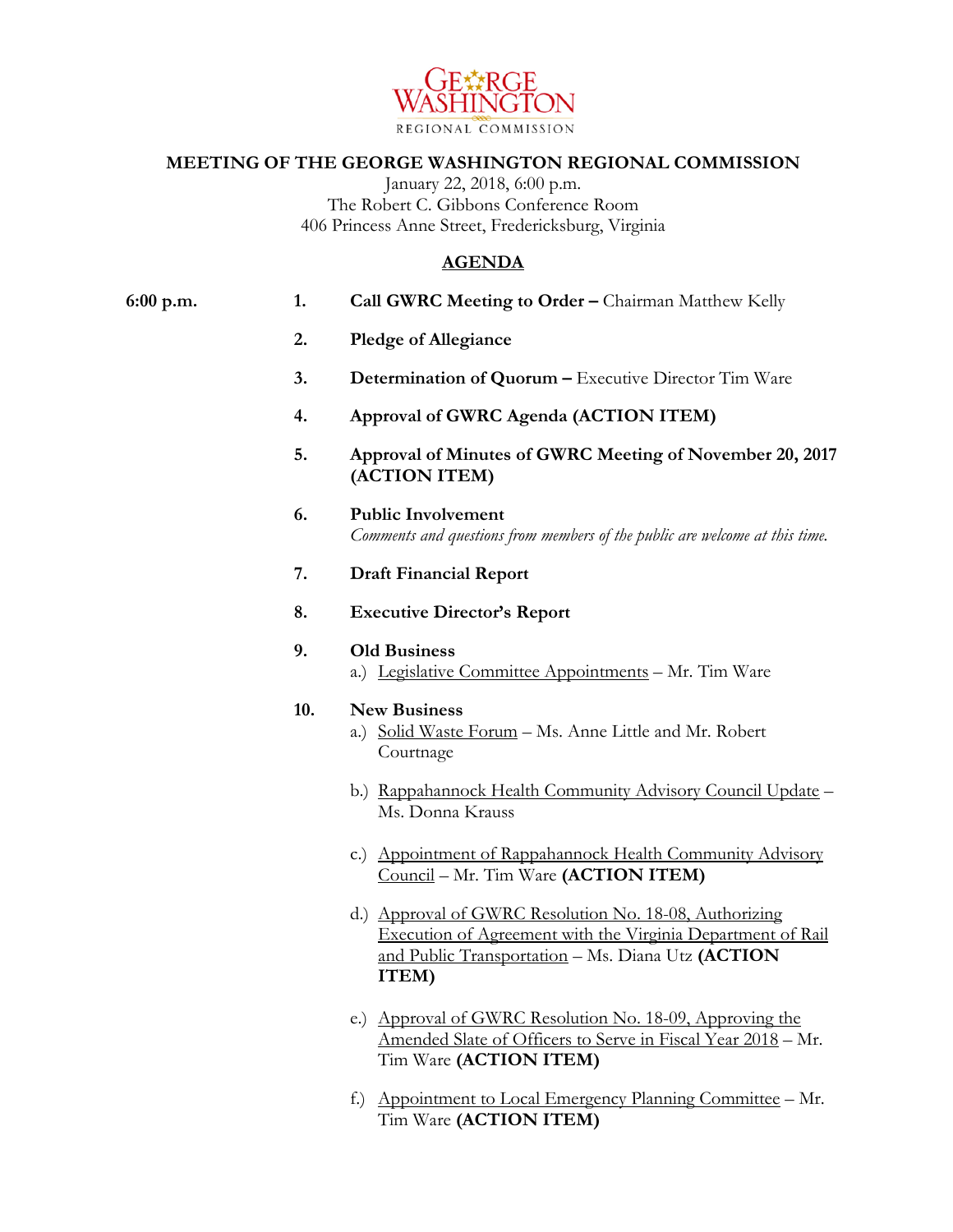GEORGE WASHINGTON REGIONAL COMMISSION

## MEETING OF THE GEORGE WASHINGTON REGIONAL COMMISSION

January 22, 2018, 6:00 p.m.
The Robert C. Gibbons Conference Room
406 Princess Anne Street, Fredericksburg, Virginia

### AGENDA

**6:00 p.m.**

1. **Call GWRC Meeting to Order –** Chairman Matthew Kelly
2. **Pledge of Allegiance**
3. **Determination of Quorum –** Executive Director Tim Ware
4. **Approval of GWRC Agenda (ACTION ITEM)**
5. **Approval of Minutes of GWRC Meeting of November 20, 2017 (ACTION ITEM)**
6. **Public Involvement**
   *Comments and questions from members of the public are welcome at this time.*
7. **Draft Financial Report**
8. **Executive Director's Report**
9. **Old Business**
   a.) Legislative Committee Appointments – Mr. Tim Ware
10. **New Business**
    a.) Solid Waste Forum – Ms. Anne Little and Mr. Robert Courtnage

    b.) Rappahannock Health Community Advisory Council Update – Ms. Donna Krauss

    c.) Appointment of Rappahannock Health Community Advisory Council – Mr. Tim Ware **(ACTION ITEM)**

    d.) Approval of GWRC Resolution No. 18-08, Authorizing Execution of Agreement with the Virginia Department of Rail and Public Transportation – Ms. Diana Utz **(ACTION ITEM)**

    e.) Approval of GWRC Resolution No. 18-09, Approving the Amended Slate of Officers to Serve in Fiscal Year 2018 – Mr. Tim Ware **(ACTION ITEM)**

    f.) Appointment to Local Emergency Planning Committee – Mr. Tim Ware **(ACTION ITEM)**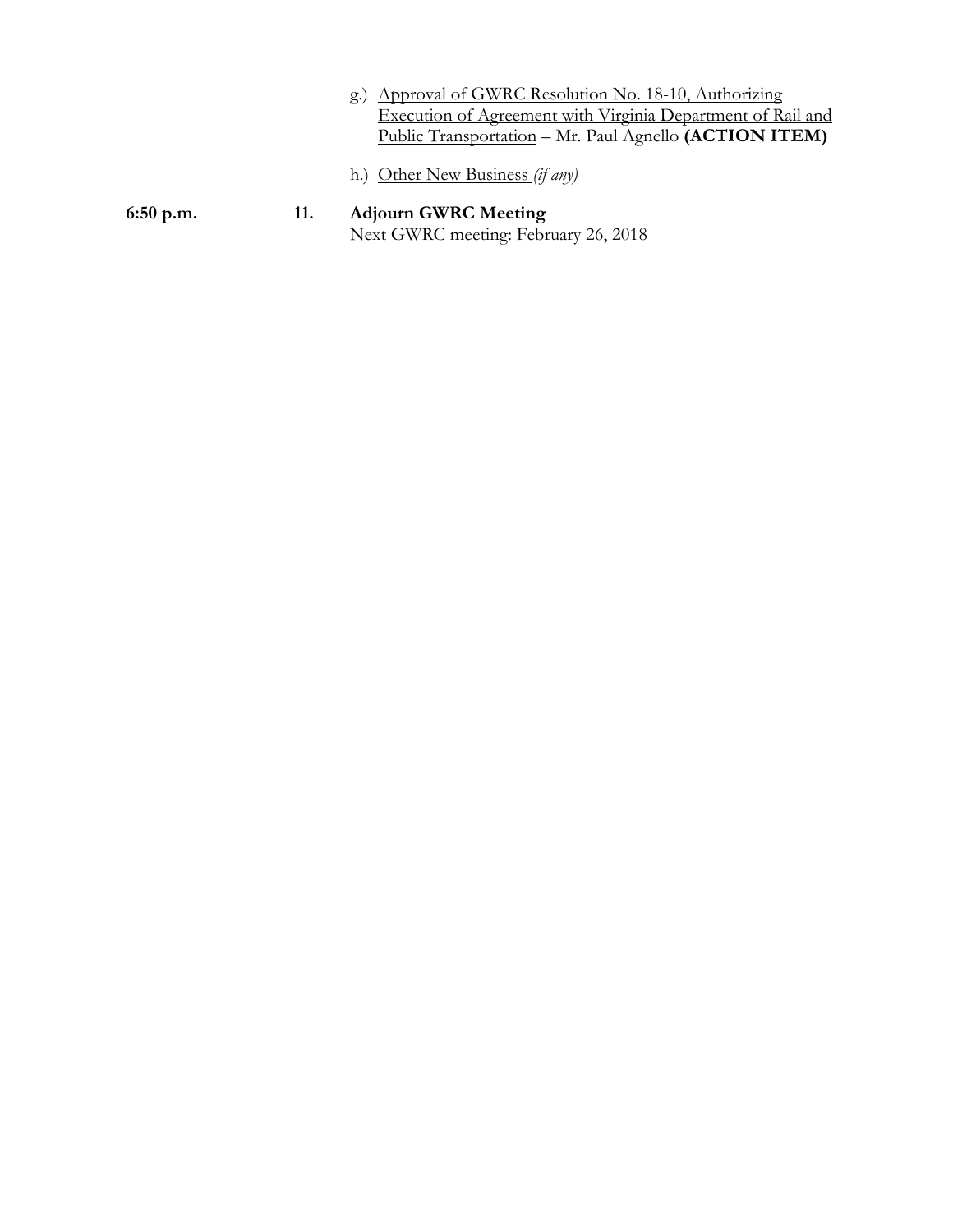g.) Approval of GWRC Resolution No. 18-10, Authorizing Execution of Agreement with Virginia Department of Rail and Public Transportation – Mr. Paul Agnello **(ACTION ITEM)**

h.) Other New Business *(if any)*

**6:50 p.m.** **11.** **Adjourn GWRC Meeting**

Next GWRC meeting: February 26, 2018